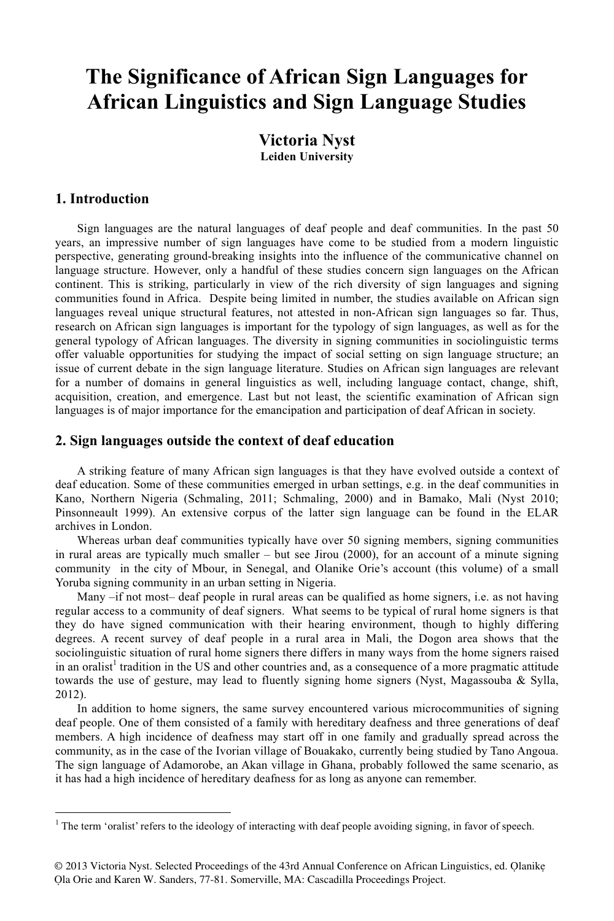# The Significance of African Sign Languages for African Linguistics and Sign Language Studies

**Victoria Nyst**
**Leiden University**

## 1. Introduction

Sign languages are the natural languages of deaf people and deaf communities. In the past 50 years, an impressive number of sign languages have come to be studied from a modern linguistic perspective, generating ground-breaking insights into the influence of the communicative channel on language structure. However, only a handful of these studies concern sign languages on the African continent. This is striking, particularly in view of the rich diversity of sign languages and signing communities found in Africa. Despite being limited in number, the studies available on African sign languages reveal unique structural features, not attested in non-African sign languages so far. Thus, research on African sign languages is important for the typology of sign languages, as well as for the general typology of African languages. The diversity in signing communities in sociolinguistic terms offer valuable opportunities for studying the impact of social setting on sign language structure; an issue of current debate in the sign language literature. Studies on African sign languages are relevant for a number of domains in general linguistics as well, including language contact, change, shift, acquisition, creation, and emergence. Last but not least, the scientific examination of African sign languages is of major importance for the emancipation and participation of deaf African in society.

## 2. Sign languages outside the context of deaf education

A striking feature of many African sign languages is that they have evolved outside a context of deaf education. Some of these communities emerged in urban settings, e.g. in the deaf communities in Kano, Northern Nigeria (Schmaling, 2011; Schmaling, 2000) and in Bamako, Mali (Nyst 2010; Pinsonneault 1999). An extensive corpus of the latter sign language can be found in the ELAR archives in London.

Whereas urban deaf communities typically have over 50 signing members, signing communities in rural areas are typically much smaller – but see Jirou (2000), for an account of a minute signing community in the city of Mbour, in Senegal, and Olanike Orie's account (this volume) of a small Yoruba signing community in an urban setting in Nigeria.

Many –if not most– deaf people in rural areas can be qualified as home signers, i.e. as not having regular access to a community of deaf signers. What seems to be typical of rural home signers is that they do have signed communication with their hearing environment, though to highly differing degrees. A recent survey of deaf people in a rural area in Mali, the Dogon area shows that the sociolinguistic situation of rural home signers there differs in many ways from the home signers raised in an oralist[1] tradition in the US and other countries and, as a consequence of a more pragmatic attitude towards the use of gesture, may lead to fluently signing home signers (Nyst, Magassouba & Sylla, 2012).

In addition to home signers, the same survey encountered various microcommunities of signing deaf people. One of them consisted of a family with hereditary deafness and three generations of deaf members. A high incidence of deafness may start off in one family and gradually spread across the community, as in the case of the Ivorian village of Bouakako, currently being studied by Tano Angoua. The sign language of Adamorobe, an Akan village in Ghana, probably followed the same scenario, as it has had a high incidence of hereditary deafness for as long as anyone can remember.

---

[1] The term 'oralist' refers to the ideology of interacting with deaf people avoiding signing, in favor of speech.

© 2013 Victoria Nyst. Selected Proceedings of the 43rd Annual Conference on African Linguistics, ed. Ọlanikẹ Ọla Orie and Karen W. Sanders, 77-81. Somerville, MA: Cascadilla Proceedings Project.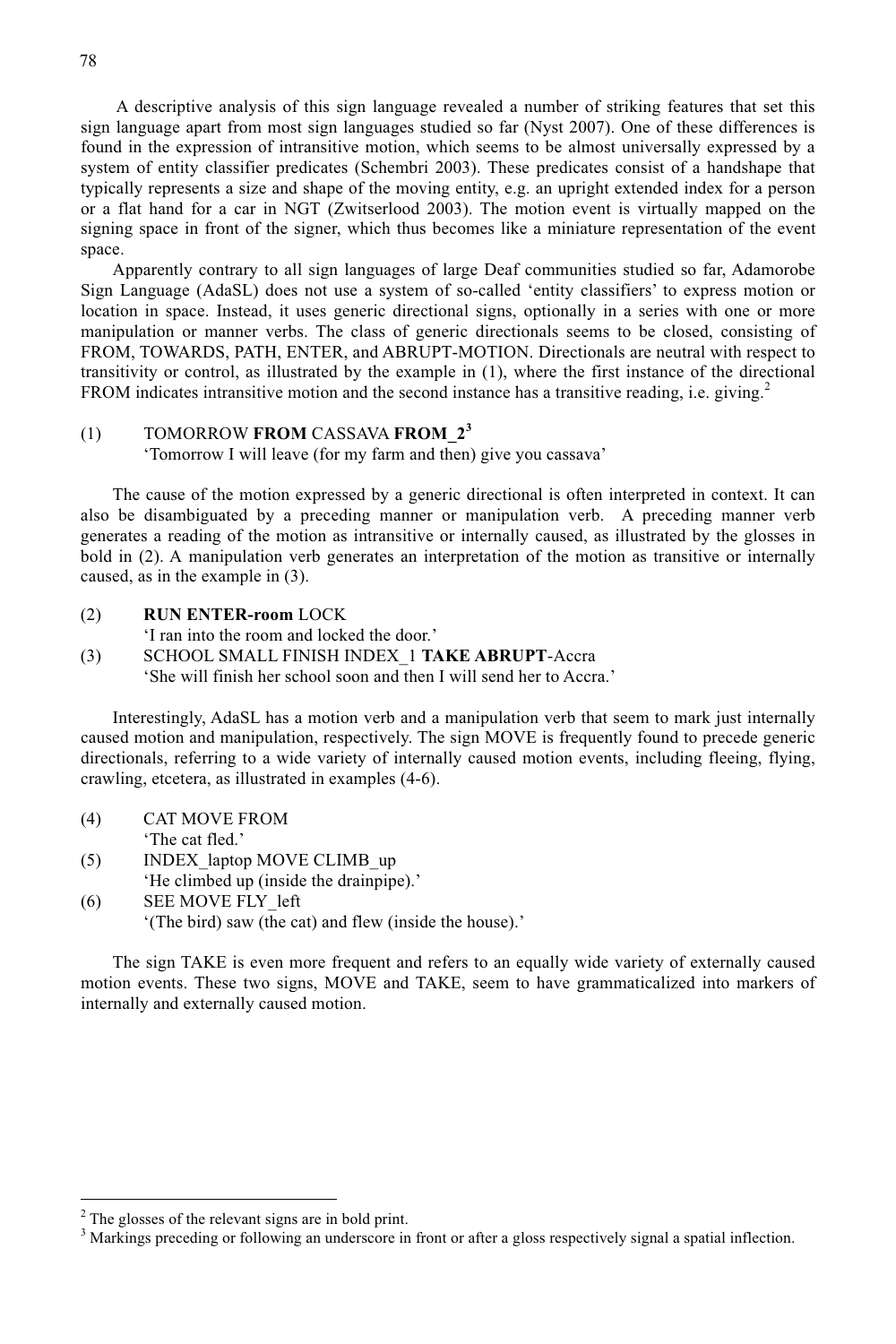A descriptive analysis of this sign language revealed a number of striking features that set this sign language apart from most sign languages studied so far (Nyst 2007). One of these differences is found in the expression of intransitive motion, which seems to be almost universally expressed by a system of entity classifier predicates (Schembri 2003). These predicates consist of a handshape that typically represents a size and shape of the moving entity, e.g. an upright extended index for a person or a flat hand for a car in NGT (Zwitserlood 2003). The motion event is virtually mapped on the signing space in front of the signer, which thus becomes like a miniature representation of the event space.

Apparently contrary to all sign languages of large Deaf communities studied so far, Adamorobe Sign Language (AdaSL) does not use a system of so-called 'entity classifiers' to express motion or location in space. Instead, it uses generic directional signs, optionally in a series with one or more manipulation or manner verbs. The class of generic directionals seems to be closed, consisting of FROM, TOWARDS, PATH, ENTER, and ABRUPT-MOTION. Directionals are neutral with respect to transitivity or control, as illustrated by the example in (1), where the first instance of the directional FROM indicates intransitive motion and the second instance has a transitive reading, i.e. giving.[2]

(1) TOMORROW **FROM** CASSAVA **FROM_2**[3]
'Tomorrow I will leave (for my farm and then) give you cassava'

The cause of the motion expressed by a generic directional is often interpreted in context. It can also be disambiguated by a preceding manner or manipulation verb. A preceding manner verb generates a reading of the motion as intransitive or internally caused, as illustrated by the glosses in bold in (2). A manipulation verb generates an interpretation of the motion as transitive or internally caused, as in the example in (3).

(2) **RUN ENTER-room** LOCK
'I ran into the room and locked the door.'

(3) SCHOOL SMALL FINISH INDEX_1 **TAKE ABRUPT**-Accra
'She will finish her school soon and then I will send her to Accra.'

Interestingly, AdaSL has a motion verb and a manipulation verb that seem to mark just internally caused motion and manipulation, respectively. The sign MOVE is frequently found to precede generic directionals, referring to a wide variety of internally caused motion events, including fleeing, flying, crawling, etcetera, as illustrated in examples (4-6).

(4) CAT MOVE FROM
'The cat fled.'

(5) INDEX_laptop MOVE CLIMB_up
'He climbed up (inside the drainpipe).'

(6) SEE MOVE FLY_left
'(The bird) saw (the cat) and flew (inside the house).'

The sign TAKE is even more frequent and refers to an equally wide variety of externally caused motion events. These two signs, MOVE and TAKE, seem to have grammaticalized into markers of internally and externally caused motion.

---

[2] The glosses of the relevant signs are in bold print.

[3] Markings preceding or following an underscore in front or after a gloss respectively signal a spatial inflection.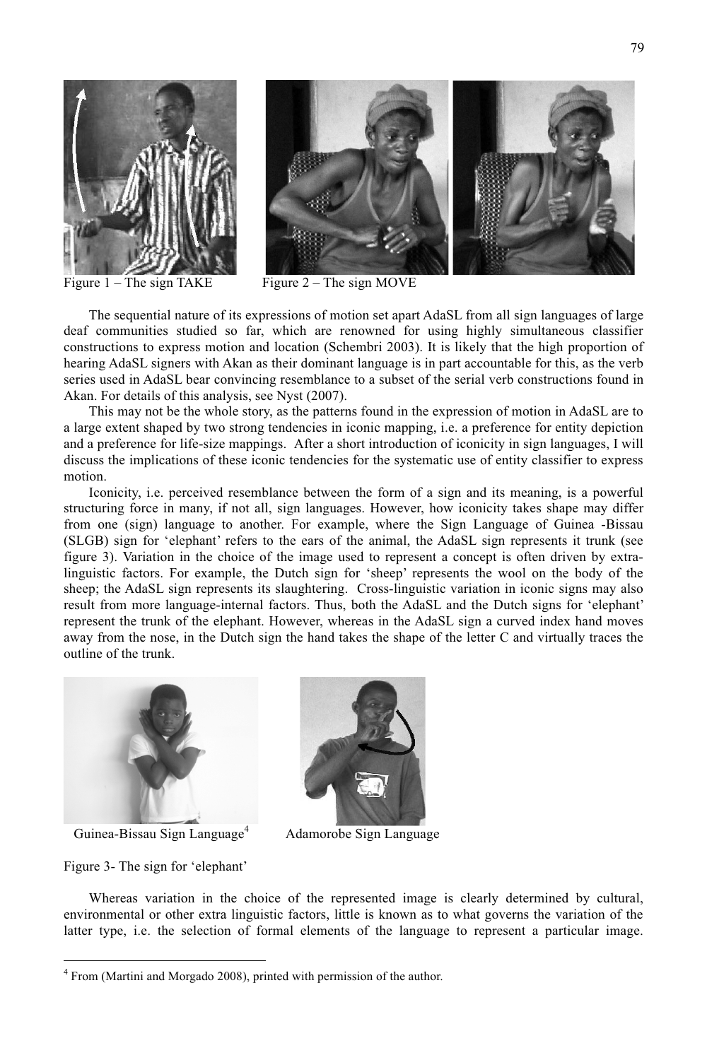Figure 1 – The sign TAKE

Figure 2 – The sign MOVE

The sequential nature of its expressions of motion set apart AdaSL from all sign languages of large deaf communities studied so far, which are renowned for using highly simultaneous classifier constructions to express motion and location (Schembri 2003). It is likely that the high proportion of hearing AdaSL signers with Akan as their dominant language is in part accountable for this, as the verb series used in AdaSL bear convincing resemblance to a subset of the serial verb constructions found in Akan. For details of this analysis, see Nyst (2007).

This may not be the whole story, as the patterns found in the expression of motion in AdaSL are to a large extent shaped by two strong tendencies in iconic mapping, i.e. a preference for entity depiction and a preference for life-size mappings. After a short introduction of iconicity in sign languages, I will discuss the implications of these iconic tendencies for the systematic use of entity classifier to express motion.

Iconicity, i.e. perceived resemblance between the form of a sign and its meaning, is a powerful structuring force in many, if not all, sign languages. However, how iconicity takes shape may differ from one (sign) language to another. For example, where the Sign Language of Guinea -Bissau (SLGB) sign for 'elephant' refers to the ears of the animal, the AdaSL sign represents it trunk (see figure 3). Variation in the choice of the image used to represent a concept is often driven by extra-linguistic factors. For example, the Dutch sign for 'sheep' represents the wool on the body of the sheep; the AdaSL sign represents its slaughtering. Cross-linguistic variation in iconic signs may also result from more language-internal factors. Thus, both the AdaSL and the Dutch signs for 'elephant' represent the trunk of the elephant. However, whereas in the AdaSL sign a curved index hand moves away from the nose, in the Dutch sign the hand takes the shape of the letter C and virtually traces the outline of the trunk.

Guinea-Bissau Sign Language[4]

Adamorobe Sign Language

Figure 3- The sign for 'elephant'

Whereas variation in the choice of the represented image is clearly determined by cultural, environmental or other extra linguistic factors, little is known as to what governs the variation of the latter type, i.e. the selection of formal elements of the language to represent a particular image.

[4] From (Martini and Morgado 2008), printed with permission of the author.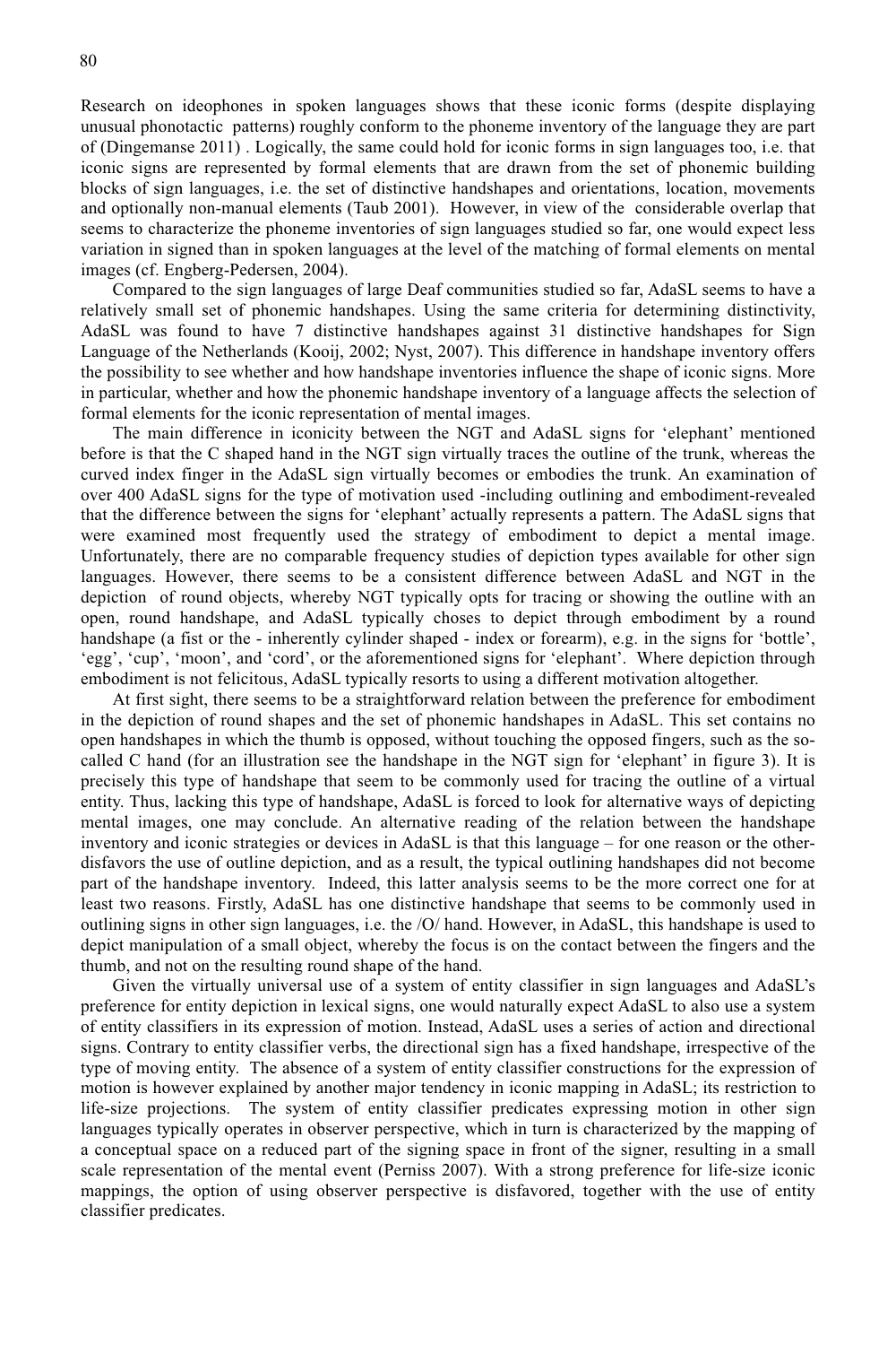Research on ideophones in spoken languages shows that these iconic forms (despite displaying unusual phonotactic patterns) roughly conform to the phoneme inventory of the language they are part of (Dingemanse 2011) . Logically, the same could hold for iconic forms in sign languages too, i.e. that iconic signs are represented by formal elements that are drawn from the set of phonemic building blocks of sign languages, i.e. the set of distinctive handshapes and orientations, location, movements and optionally non-manual elements (Taub 2001). However, in view of the considerable overlap that seems to characterize the phoneme inventories of sign languages studied so far, one would expect less variation in signed than in spoken languages at the level of the matching of formal elements on mental images (cf. Engberg-Pedersen, 2004).

Compared to the sign languages of large Deaf communities studied so far, AdaSL seems to have a relatively small set of phonemic handshapes. Using the same criteria for determining distinctivity, AdaSL was found to have 7 distinctive handshapes against 31 distinctive handshapes for Sign Language of the Netherlands (Kooij, 2002; Nyst, 2007). This difference in handshape inventory offers the possibility to see whether and how handshape inventories influence the shape of iconic signs. More in particular, whether and how the phonemic handshape inventory of a language affects the selection of formal elements for the iconic representation of mental images.

The main difference in iconicity between the NGT and AdaSL signs for 'elephant' mentioned before is that the C shaped hand in the NGT sign virtually traces the outline of the trunk, whereas the curved index finger in the AdaSL sign virtually becomes or embodies the trunk. An examination of over 400 AdaSL signs for the type of motivation used -including outlining and embodiment-revealed that the difference between the signs for 'elephant' actually represents a pattern. The AdaSL signs that were examined most frequently used the strategy of embodiment to depict a mental image. Unfortunately, there are no comparable frequency studies of depiction types available for other sign languages. However, there seems to be a consistent difference between AdaSL and NGT in the depiction of round objects, whereby NGT typically opts for tracing or showing the outline with an open, round handshape, and AdaSL typically choses to depict through embodiment by a round handshape (a fist or the - inherently cylinder shaped - index or forearm), e.g. in the signs for 'bottle', 'egg', 'cup', 'moon', and 'cord', or the aforementioned signs for 'elephant'. Where depiction through embodiment is not felicitous, AdaSL typically resorts to using a different motivation altogether.

At first sight, there seems to be a straightforward relation between the preference for embodiment in the depiction of round shapes and the set of phonemic handshapes in AdaSL. This set contains no open handshapes in which the thumb is opposed, without touching the opposed fingers, such as the so-called C hand (for an illustration see the handshape in the NGT sign for 'elephant' in figure 3). It is precisely this type of handshape that seem to be commonly used for tracing the outline of a virtual entity. Thus, lacking this type of handshape, AdaSL is forced to look for alternative ways of depicting mental images, one may conclude. An alternative reading of the relation between the handshape inventory and iconic strategies or devices in AdaSL is that this language – for one reason or the other-disfavors the use of outline depiction, and as a result, the typical outlining handshapes did not become part of the handshape inventory. Indeed, this latter analysis seems to be the more correct one for at least two reasons. Firstly, AdaSL has one distinctive handshape that seems to be commonly used in outlining signs in other sign languages, i.e. the /O/ hand. However, in AdaSL, this handshape is used to depict manipulation of a small object, whereby the focus is on the contact between the fingers and the thumb, and not on the resulting round shape of the hand.

Given the virtually universal use of a system of entity classifier in sign languages and AdaSL's preference for entity depiction in lexical signs, one would naturally expect AdaSL to also use a system of entity classifiers in its expression of motion. Instead, AdaSL uses a series of action and directional signs. Contrary to entity classifier verbs, the directional sign has a fixed handshape, irrespective of the type of moving entity. The absence of a system of entity classifier constructions for the expression of motion is however explained by another major tendency in iconic mapping in AdaSL; its restriction to life-size projections. The system of entity classifier predicates expressing motion in other sign languages typically operates in observer perspective, which in turn is characterized by the mapping of a conceptual space on a reduced part of the signing space in front of the signer, resulting in a small scale representation of the mental event (Perniss 2007). With a strong preference for life-size iconic mappings, the option of using observer perspective is disfavored, together with the use of entity classifier predicates.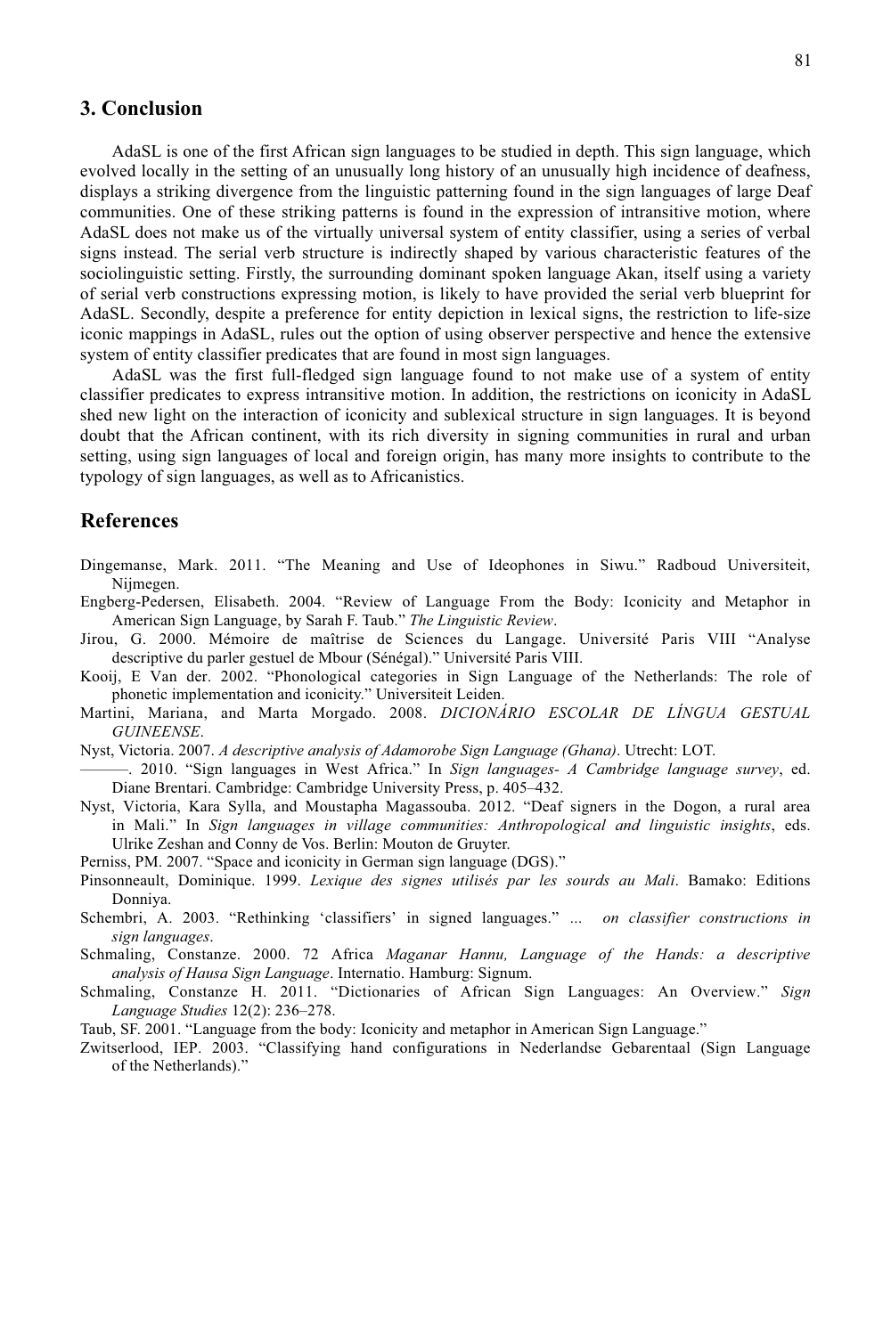## 3. Conclusion

AdaSL is one of the first African sign languages to be studied in depth. This sign language, which evolved locally in the setting of an unusually long history of an unusually high incidence of deafness, displays a striking divergence from the linguistic patterning found in the sign languages of large Deaf communities. One of these striking patterns is found in the expression of intransitive motion, where AdaSL does not make us of the virtually universal system of entity classifier, using a series of verbal signs instead. The serial verb structure is indirectly shaped by various characteristic features of the sociolinguistic setting. Firstly, the surrounding dominant spoken language Akan, itself using a variety of serial verb constructions expressing motion, is likely to have provided the serial verb blueprint for AdaSL. Secondly, despite a preference for entity depiction in lexical signs, the restriction to life-size iconic mappings in AdaSL, rules out the option of using observer perspective and hence the extensive system of entity classifier predicates that are found in most sign languages.

AdaSL was the first full-fledged sign language found to not make use of a system of entity classifier predicates to express intransitive motion. In addition, the restrictions on iconicity in AdaSL shed new light on the interaction of iconicity and sublexical structure in sign languages. It is beyond doubt that the African continent, with its rich diversity in signing communities in rural and urban setting, using sign languages of local and foreign origin, has many more insights to contribute to the typology of sign languages, as well as to Africanistics.

## References

Dingemanse, Mark. 2011. "The Meaning and Use of Ideophones in Siwu." Radboud Universiteit, Nijmegen.

Engberg-Pedersen, Elisabeth. 2004. "Review of Language From the Body: Iconicity and Metaphor in American Sign Language, by Sarah F. Taub." *The Linguistic Review*.

Jirou, G. 2000. Mémoire de maîtrise de Sciences du Langage. Université Paris VIII "Analyse descriptive du parler gestuel de Mbour (Sénégal)." Université Paris VIII.

Kooij, E Van der. 2002. "Phonological categories in Sign Language of the Netherlands: The role of phonetic implementation and iconicity." Universiteit Leiden.

Martini, Mariana, and Marta Morgado. 2008. *DICIONÁRIO ESCOLAR DE LÍNGUA GESTUAL GUINEENSE*.

Nyst, Victoria. 2007. *A descriptive analysis of Adamorobe Sign Language (Ghana)*. Utrecht: LOT.

———. 2010. "Sign languages in West Africa." In *Sign languages- A Cambridge language survey*, ed. Diane Brentari. Cambridge: Cambridge University Press, p. 405–432.

Nyst, Victoria, Kara Sylla, and Moustapha Magassouba. 2012. "Deaf signers in the Dogon, a rural area in Mali." In *Sign languages in village communities: Anthropological and linguistic insights*, eds. Ulrike Zeshan and Conny de Vos. Berlin: Mouton de Gruyter.

Perniss, PM. 2007. "Space and iconicity in German sign language (DGS)."

Pinsonneault, Dominique. 1999. *Lexique des signes utilisés par les sourds au Mali*. Bamako: Editions Donniya.

Schembri, A. 2003. "Rethinking 'classifiers' in signed languages." *... on classifier constructions in sign languages*.

Schmaling, Constanze. 2000. 72 Africa *Maganar Hannu, Language of the Hands: a descriptive analysis of Hausa Sign Language*. Internatio. Hamburg: Signum.

Schmaling, Constanze H. 2011. "Dictionaries of African Sign Languages: An Overview." *Sign Language Studies* 12(2): 236–278.

Taub, SF. 2001. "Language from the body: Iconicity and metaphor in American Sign Language."

Zwitserlood, IEP. 2003. "Classifying hand configurations in Nederlandse Gebarentaal (Sign Language of the Netherlands)."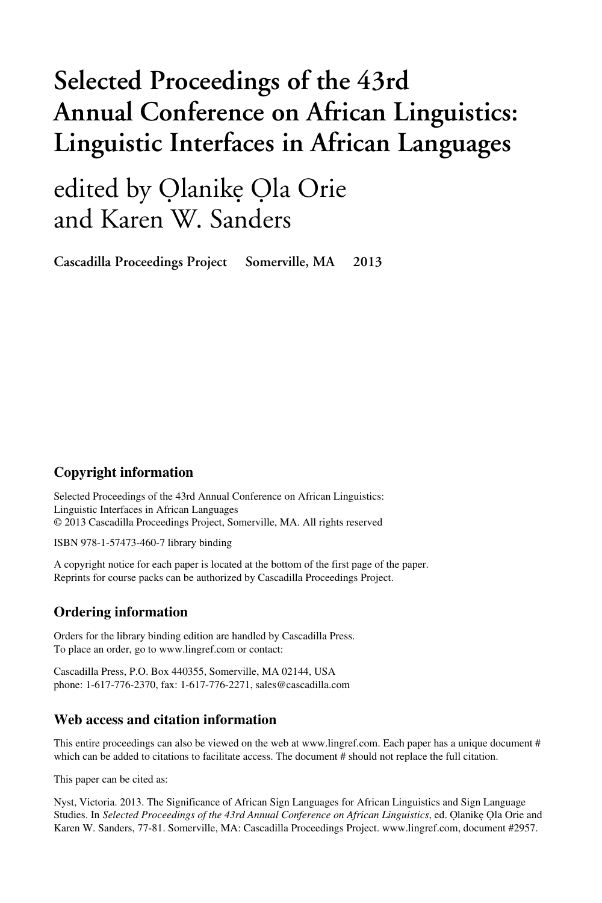# Selected Proceedings of the 43rd Annual Conference on African Linguistics: Linguistic Interfaces in African Languages

# edited by Ọlanikẹ Ọla Orie and Karen W. Sanders

**Cascadilla Proceedings Project Somerville, MA 2013**

## Copyright information

Selected Proceedings of the 43rd Annual Conference on African Linguistics:
Linguistic Interfaces in African Languages
© 2013 Cascadilla Proceedings Project, Somerville, MA. All rights reserved

ISBN 978-1-57473-460-7 library binding

A copyright notice for each paper is located at the bottom of the first page of the paper.
Reprints for course packs can be authorized by Cascadilla Proceedings Project.

## Ordering information

Orders for the library binding edition are handled by Cascadilla Press.
To place an order, go to www.lingref.com or contact:

Cascadilla Press, P.O. Box 440355, Somerville, MA 02144, USA
phone: 1-617-776-2370, fax: 1-617-776-2271, sales@cascadilla.com

## Web access and citation information

This entire proceedings can also be viewed on the web at www.lingref.com. Each paper has a unique document # which can be added to citations to facilitate access. The document # should not replace the full citation.

This paper can be cited as:

Nyst, Victoria. 2013. The Significance of African Sign Languages for African Linguistics and Sign Language Studies. In *Selected Proceedings of the 43rd Annual Conference on African Linguistics*, ed. Ọlanikẹ Ọla Orie and Karen W. Sanders, 77-81. Somerville, MA: Cascadilla Proceedings Project. www.lingref.com, document #2957.